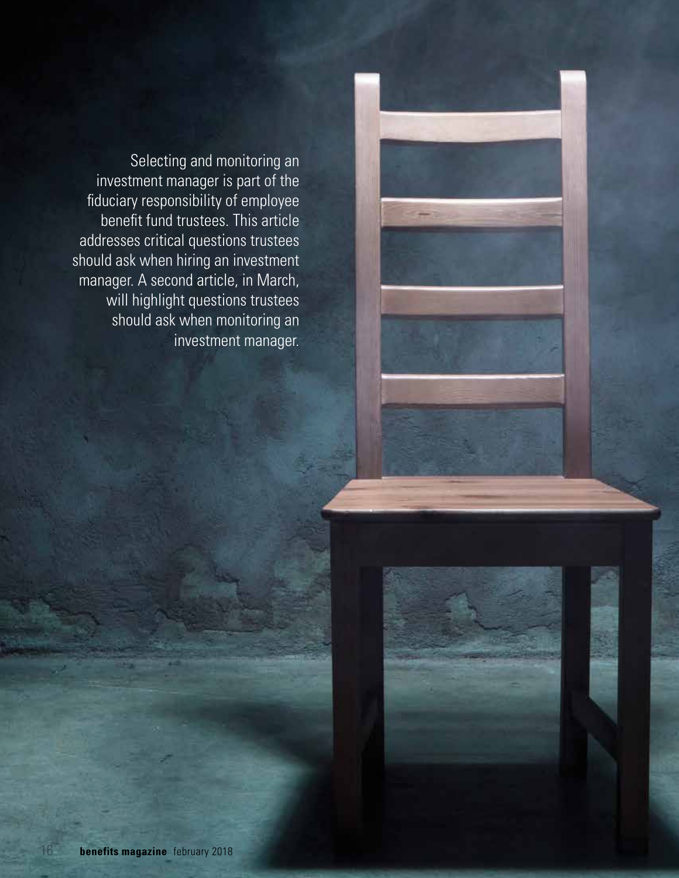Selecting and monitoring an investment manager is part of the fiduciary responsibility of employee benefit fund trustees. This article addresses critical questions trustees should ask when hiring an investment manager. A second article, in March, will highlight questions trustees should ask when monitoring an investment manager.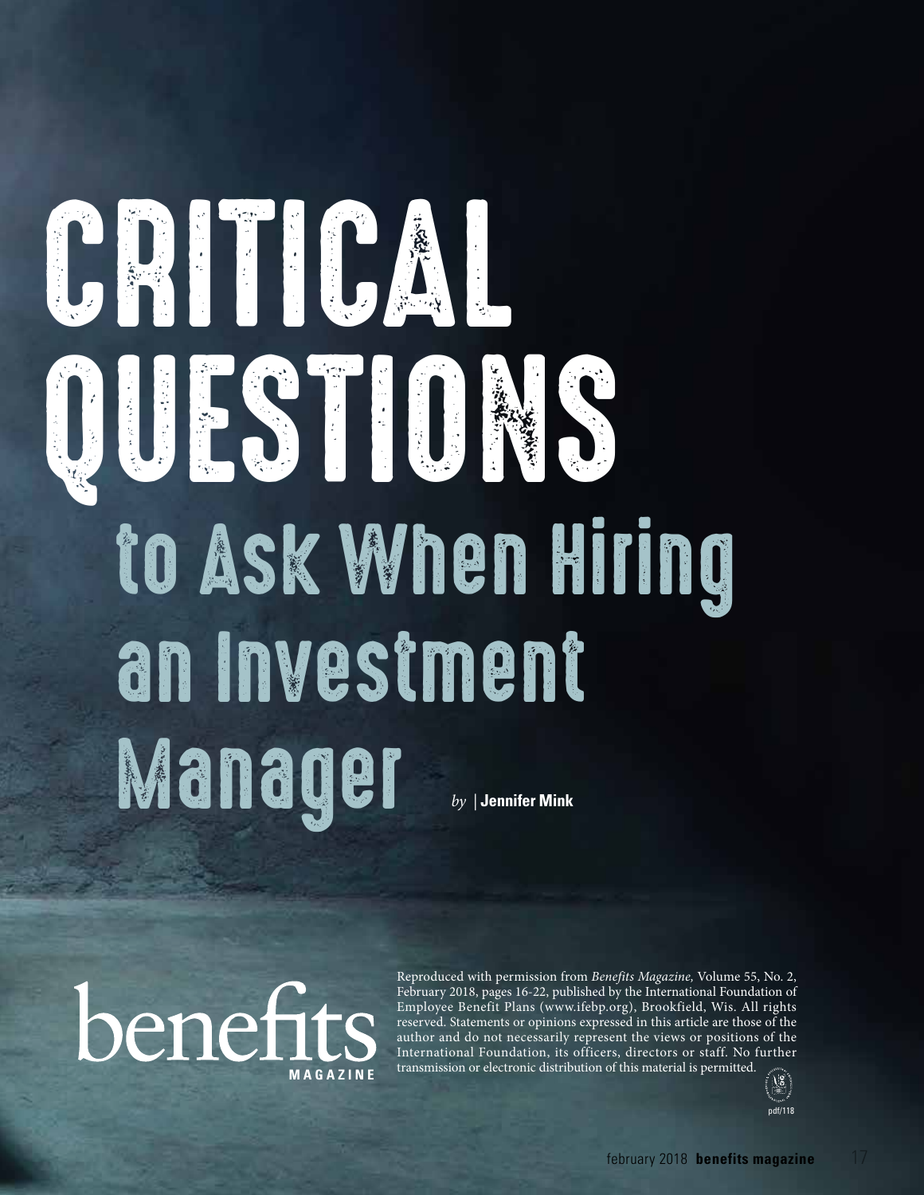# CRITICAL QUESTIONS

## to Ask When Hiring an Investment Manager

*by* | **Jennifer Mink**

benefits MAGAZINE

Reproduced with permission from *Benefits Magazine,* Volume 55, No. 2, February 2018, pages 16-22, published by the International Foundation of Employee Benefit Plans (www.ifebp.org), Brookfield, Wis. All rights reserved. Statements or opinions expressed in this article are those of the author and do not necessarily represent the views or positions of the International Foundation, its officers, directors or staff. No further transmission or electronic distribution of this material is permitted.

pdf/118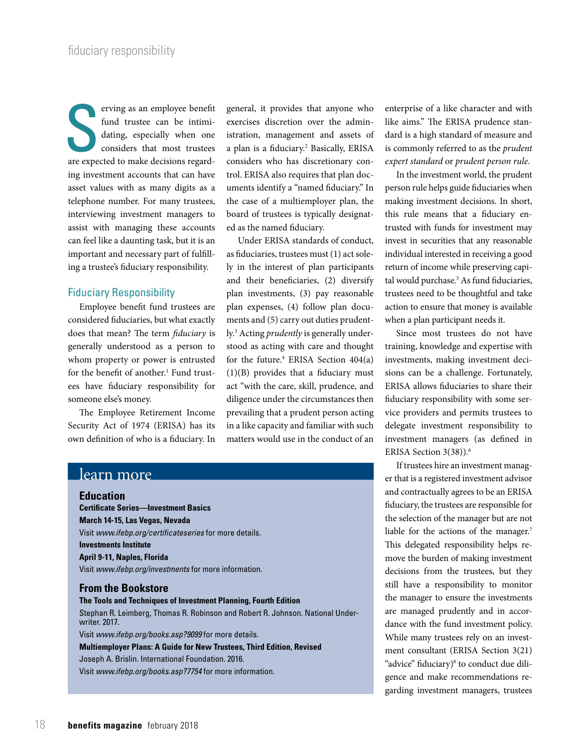Serving as an employee benefit fund trustee can be intimidating, especially when one considers that most trustees are expected to make decisions regarding investment accounts that can have asset values with as many digits as a telephone number. For many trustees, interviewing investment managers to assist with managing these accounts can feel like a daunting task, but it is an important and necessary part of fulfilling a trustee's fiduciary responsibility.

## Fiduciary Responsibility

Employee benefit fund trustees are considered fiduciaries, but what exactly does that mean? The term *fiduciary* is generally understood as a person to whom property or power is entrusted for the benefit of another.[1] Fund trustees have fiduciary responsibility for someone else's money.

The Employee Retirement Income Security Act of 1974 (ERISA) has its own definition of who is a fiduciary. In general, it provides that anyone who exercises discretion over the administration, management and assets of a plan is a fiduciary.[2] Basically, ERISA considers who has discretionary control. ERISA also requires that plan documents identify a "named fiduciary." In the case of a multiemployer plan, the board of trustees is typically designated as the named fiduciary.

Under ERISA standards of conduct, as fiduciaries, trustees must (1) act solely in the interest of plan participants and their beneficiaries, (2) diversify plan investments, (3) pay reasonable plan expenses, (4) follow plan documents and (5) carry out duties prudently.[3] Acting *prudently* is generally understood as acting with care and thought for the future.[4] ERISA Section 404(a)(1)(B) provides that a fiduciary must act "with the care, skill, prudence, and diligence under the circumstances then prevailing that a prudent person acting in a like capacity and familiar with such matters would use in the conduct of an enterprise of a like character and with like aims." The ERISA prudence standard is a high standard of measure and is commonly referred to as the *prudent expert standard* or *prudent person rule*.

In the investment world, the prudent person rule helps guide fiduciaries when making investment decisions. In short, this rule means that a fiduciary entrusted with funds for investment may invest in securities that any reasonable individual interested in receiving a good return of income while preserving capital would purchase.[5] As fund fiduciaries, trustees need to be thoughtful and take action to ensure that money is available when a plan participant needs it.

Since most trustees do not have training, knowledge and expertise with investments, making investment decisions can be a challenge. Fortunately, ERISA allows fiduciaries to share their fiduciary responsibility with some service providers and permits trustees to delegate investment responsibility to investment managers (as defined in ERISA Section 3(38)).[6]

If trustees hire an investment manager that is a registered investment advisor and contractually agrees to be an ERISA fiduciary, the trustees are responsible for the selection of the manager but are not liable for the actions of the manager.[7] This delegated responsibility helps remove the burden of making investment decisions from the trustees, but they still have a responsibility to monitor the manager to ensure the investments are managed prudently and in accordance with the fund investment policy. While many trustees rely on an investment consultant (ERISA Section 3(21) "advice" fiduciary)[8] to conduct due diligence and make recommendations regarding investment managers, trustees

## learn more

### Education

**Certificate Series—Investment Basics**
**March 14-15, Las Vegas, Nevada**
Visit *www.ifebp.org/certificateseries* for more details.

**Investments Institute**
**April 9-11, Naples, Florida**
Visit *www.ifebp.org/investments* for more information.

### From the Bookstore

**The Tools and Techniques of Investment Planning, Fourth Edition**
Stephan R. Leimberg, Thomas R. Robinson and Robert R. Johnson. National Underwriter. 2017.
Visit *www.ifebp.org/books.asp?9099* for more details.

**Multiemployer Plans: A Guide for New Trustees, Third Edition, Revised**
Joseph A. Brislin. International Foundation. 2016.
Visit *www.ifebp.org/books.asp?7754* for more information.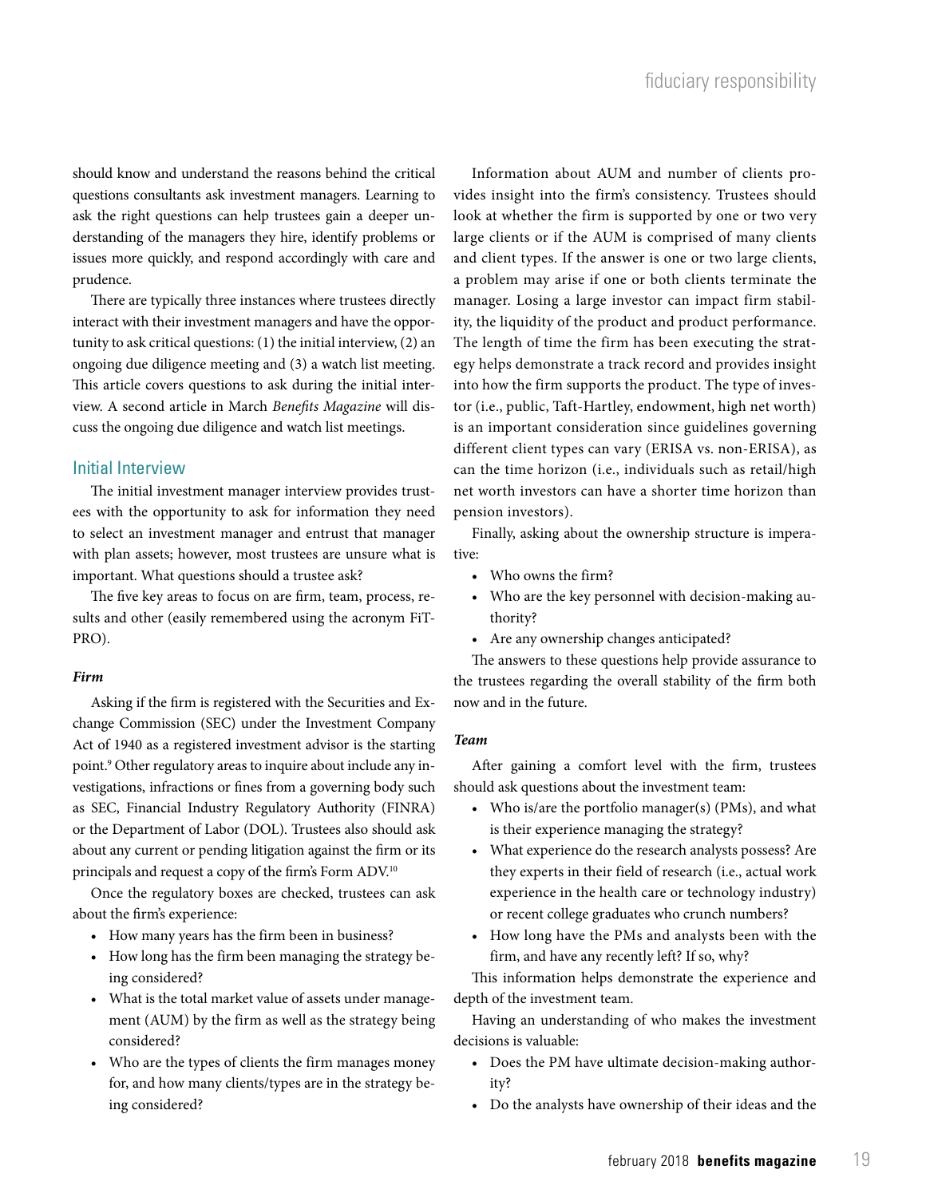should know and understand the reasons behind the critical questions consultants ask investment managers. Learning to ask the right questions can help trustees gain a deeper understanding of the managers they hire, identify problems or issues more quickly, and respond accordingly with care and prudence.

There are typically three instances where trustees directly interact with their investment managers and have the opportunity to ask critical questions: (1) the initial interview, (2) an ongoing due diligence meeting and (3) a watch list meeting. This article covers questions to ask during the initial interview. A second article in March *Benefits Magazine* will discuss the ongoing due diligence and watch list meetings.

## Initial Interview

The initial investment manager interview provides trustees with the opportunity to ask for information they need to select an investment manager and entrust that manager with plan assets; however, most trustees are unsure what is important. What questions should a trustee ask?

The five key areas to focus on are firm, team, process, results and other (easily remembered using the acronym FiT-PRO).

### *Firm*

Asking if the firm is registered with the Securities and Exchange Commission (SEC) under the Investment Company Act of 1940 as a registered investment advisor is the starting point.[9] Other regulatory areas to inquire about include any investigations, infractions or fines from a governing body such as SEC, Financial Industry Regulatory Authority (FINRA) or the Department of Labor (DOL). Trustees also should ask about any current or pending litigation against the firm or its principals and request a copy of the firm's Form ADV.[10]

Once the regulatory boxes are checked, trustees can ask about the firm's experience:

- How many years has the firm been in business?
- How long has the firm been managing the strategy being considered?
- What is the total market value of assets under management (AUM) by the firm as well as the strategy being considered?
- Who are the types of clients the firm manages money for, and how many clients/types are in the strategy being considered?

Information about AUM and number of clients provides insight into the firm's consistency. Trustees should look at whether the firm is supported by one or two very large clients or if the AUM is comprised of many clients and client types. If the answer is one or two large clients, a problem may arise if one or both clients terminate the manager. Losing a large investor can impact firm stability, the liquidity of the product and product performance. The length of time the firm has been executing the strategy helps demonstrate a track record and provides insight into how the firm supports the product. The type of investor (i.e., public, Taft-Hartley, endowment, high net worth) is an important consideration since guidelines governing different client types can vary (ERISA vs. non-ERISA), as can the time horizon (i.e., individuals such as retail/high net worth investors can have a shorter time horizon than pension investors).

Finally, asking about the ownership structure is imperative:

- Who owns the firm?
- Who are the key personnel with decision-making authority?
- Are any ownership changes anticipated?

The answers to these questions help provide assurance to the trustees regarding the overall stability of the firm both now and in the future.

### *Team*

After gaining a comfort level with the firm, trustees should ask questions about the investment team:

- Who is/are the portfolio manager(s) (PMs), and what is their experience managing the strategy?
- What experience do the research analysts possess? Are they experts in their field of research (i.e., actual work experience in the health care or technology industry) or recent college graduates who crunch numbers?
- How long have the PMs and analysts been with the firm, and have any recently left? If so, why?

This information helps demonstrate the experience and depth of the investment team.

Having an understanding of who makes the investment decisions is valuable:

- Does the PM have ultimate decision-making authority?
- Do the analysts have ownership of their ideas and the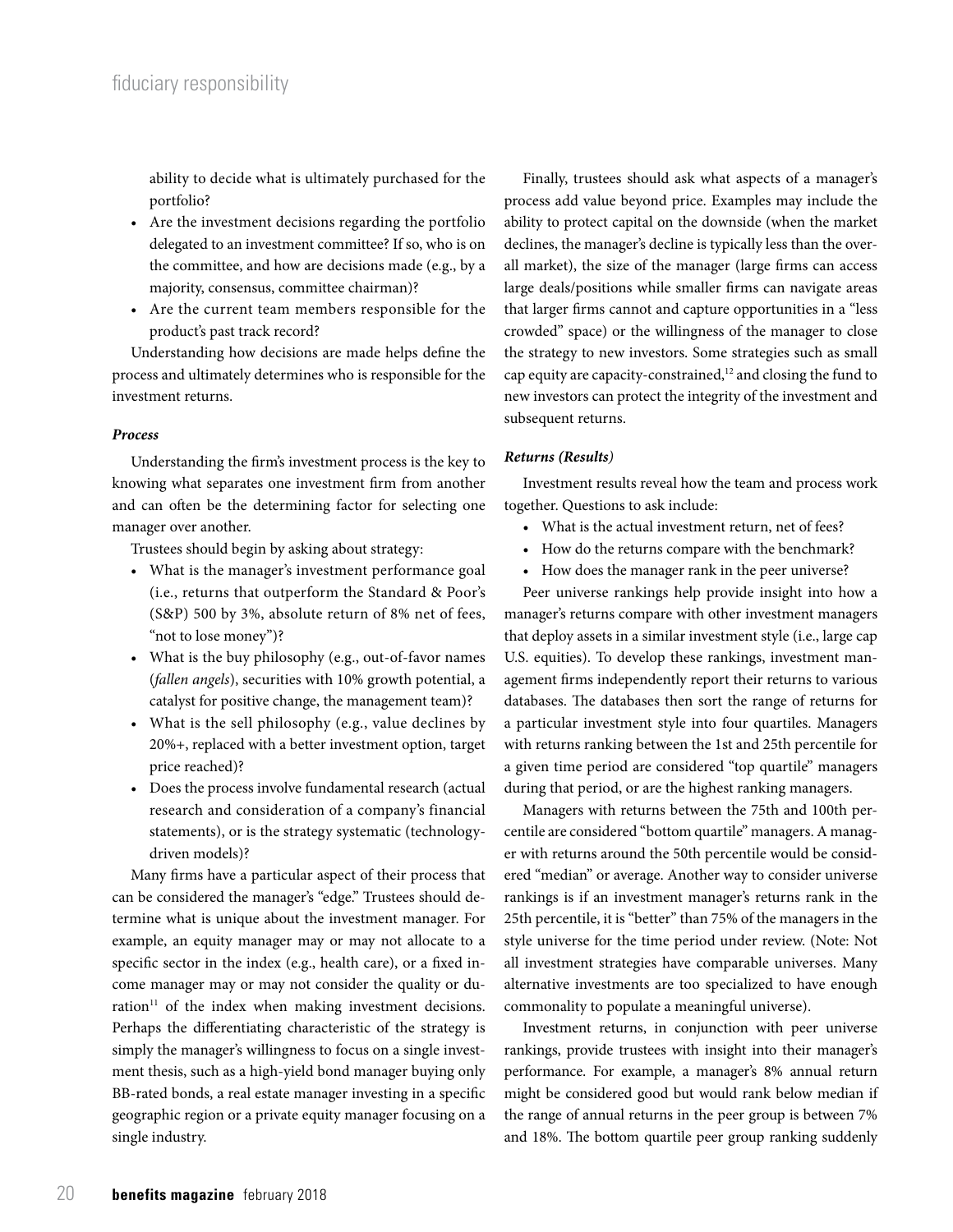ability to decide what is ultimately purchased for the portfolio?

- Are the investment decisions regarding the portfolio delegated to an investment committee? If so, who is on the committee, and how are decisions made (e.g., by a majority, consensus, committee chairman)?
- Are the current team members responsible for the product's past track record?

Understanding how decisions are made helps define the process and ultimately determines who is responsible for the investment returns.

#### *Process*

Understanding the firm's investment process is the key to knowing what separates one investment firm from another and can often be the determining factor for selecting one manager over another.

Trustees should begin by asking about strategy:

- What is the manager's investment performance goal (i.e., returns that outperform the Standard & Poor's (S&P) 500 by 3%, absolute return of 8% net of fees, "not to lose money")?
- What is the buy philosophy (e.g., out-of-favor names (*fallen angels*), securities with 10% growth potential, a catalyst for positive change, the management team)?
- What is the sell philosophy (e.g., value declines by 20%+, replaced with a better investment option, target price reached)?
- Does the process involve fundamental research (actual research and consideration of a company's financial statements), or is the strategy systematic (technology-driven models)?

Many firms have a particular aspect of their process that can be considered the manager's "edge." Trustees should determine what is unique about the investment manager. For example, an equity manager may or may not allocate to a specific sector in the index (e.g., health care), or a fixed income manager may or may not consider the quality or duration[11] of the index when making investment decisions. Perhaps the differentiating characteristic of the strategy is simply the manager's willingness to focus on a single investment thesis, such as a high-yield bond manager buying only BB-rated bonds, a real estate manager investing in a specific geographic region or a private equity manager focusing on a single industry.

Finally, trustees should ask what aspects of a manager's process add value beyond price. Examples may include the ability to protect capital on the downside (when the market declines, the manager's decline is typically less than the overall market), the size of the manager (large firms can access large deals/positions while smaller firms can navigate areas that larger firms cannot and capture opportunities in a "less crowded" space) or the willingness of the manager to close the strategy to new investors. Some strategies such as small cap equity are capacity-constrained,[12] and closing the fund to new investors can protect the integrity of the investment and subsequent returns.

#### *Returns (Results)*

Investment results reveal how the team and process work together. Questions to ask include:

- What is the actual investment return, net of fees?
- How do the returns compare with the benchmark?
- How does the manager rank in the peer universe?

Peer universe rankings help provide insight into how a manager's returns compare with other investment managers that deploy assets in a similar investment style (i.e., large cap U.S. equities). To develop these rankings, investment management firms independently report their returns to various databases. The databases then sort the range of returns for a particular investment style into four quartiles. Managers with returns ranking between the 1st and 25th percentile for a given time period are considered "top quartile" managers during that period, or are the highest ranking managers.

Managers with returns between the 75th and 100th percentile are considered "bottom quartile" managers. A manager with returns around the 50th percentile would be considered "median" or average. Another way to consider universe rankings is if an investment manager's returns rank in the 25th percentile, it is "better" than 75% of the managers in the style universe for the time period under review. (Note: Not all investment strategies have comparable universes. Many alternative investments are too specialized to have enough commonality to populate a meaningful universe).

Investment returns, in conjunction with peer universe rankings, provide trustees with insight into their manager's performance. For example, a manager's 8% annual return might be considered good but would rank below median if the range of annual returns in the peer group is between 7% and 18%. The bottom quartile peer group ranking suddenly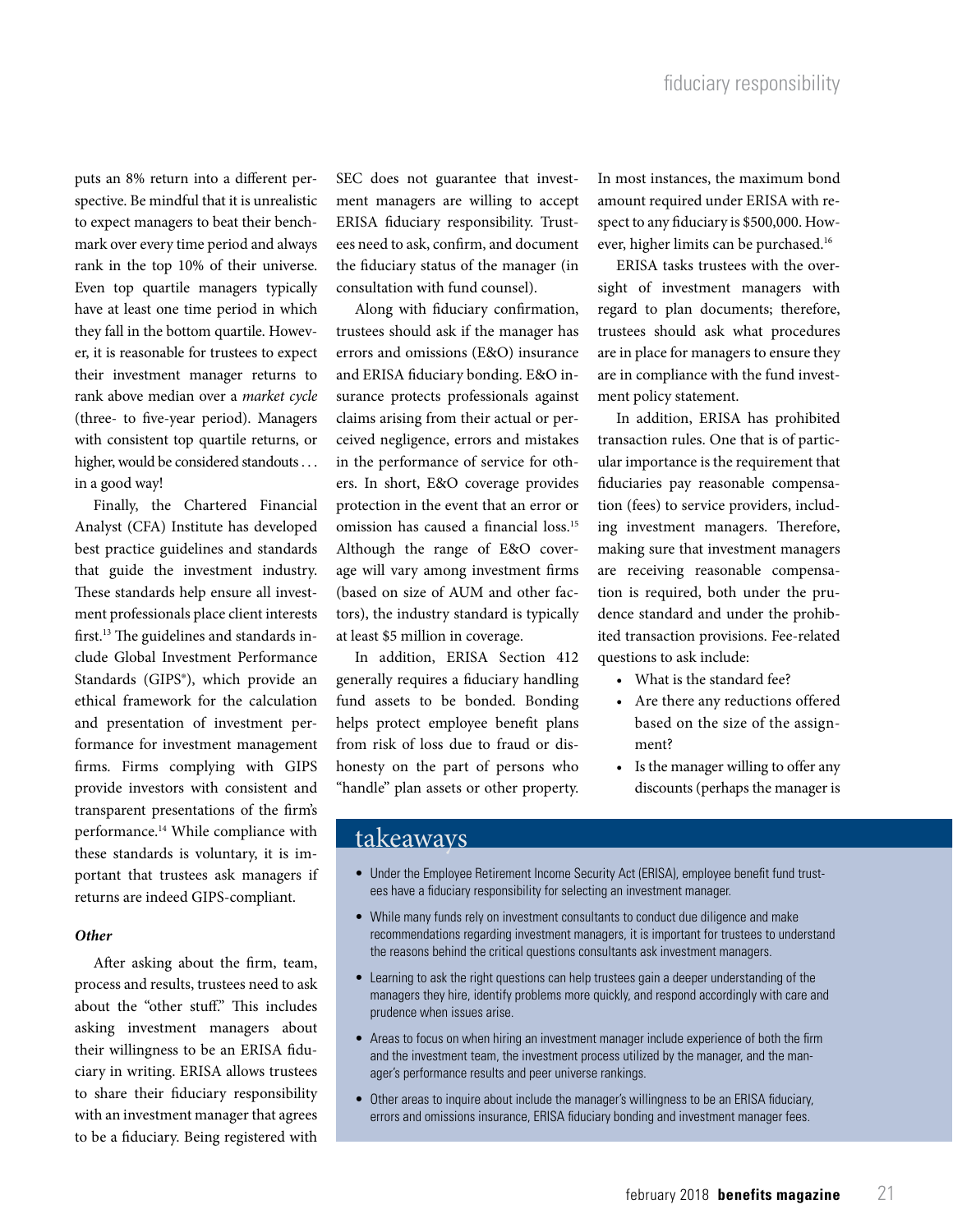puts an 8% return into a different perspective. Be mindful that it is unrealistic to expect managers to beat their benchmark over every time period and always rank in the top 10% of their universe. Even top quartile managers typically have at least one time period in which they fall in the bottom quartile. However, it is reasonable for trustees to expect their investment manager returns to rank above median over a *market cycle* (three- to five-year period). Managers with consistent top quartile returns, or higher, would be considered standouts . . . in a good way!

Finally, the Chartered Financial Analyst (CFA) Institute has developed best practice guidelines and standards that guide the investment industry. These standards help ensure all investment professionals place client interests first.[13] The guidelines and standards include Global Investment Performance Standards (GIPS®), which provide an ethical framework for the calculation and presentation of investment performance for investment management firms. Firms complying with GIPS provide investors with consistent and transparent presentations of the firm's performance.[14] While compliance with these standards is voluntary, it is important that trustees ask managers if returns are indeed GIPS-compliant.

### *Other*

After asking about the firm, team, process and results, trustees need to ask about the "other stuff." This includes asking investment managers about their willingness to be an ERISA fiduciary in writing. ERISA allows trustees to share their fiduciary responsibility with an investment manager that agrees to be a fiduciary. Being registered with SEC does not guarantee that investment managers are willing to accept ERISA fiduciary responsibility. Trustees need to ask, confirm, and document the fiduciary status of the manager (in consultation with fund counsel).

Along with fiduciary confirmation, trustees should ask if the manager has errors and omissions (E&O) insurance and ERISA fiduciary bonding. E&O insurance protects professionals against claims arising from their actual or perceived negligence, errors and mistakes in the performance of service for others. In short, E&O coverage provides protection in the event that an error or omission has caused a financial loss.[15] Although the range of E&O coverage will vary among investment firms (based on size of AUM and other factors), the industry standard is typically at least $5 million in coverage.

In addition, ERISA Section 412 generally requires a fiduciary handling fund assets to be bonded. Bonding helps protect employee benefit plans from risk of loss due to fraud or dishonesty on the part of persons who "handle" plan assets or other property. In most instances, the maximum bond amount required under ERISA with respect to any fiduciary is $500,000. However, higher limits can be purchased.[16]

ERISA tasks trustees with the oversight of investment managers with regard to plan documents; therefore, trustees should ask what procedures are in place for managers to ensure they are in compliance with the fund investment policy statement.

In addition, ERISA has prohibited transaction rules. One that is of particular importance is the requirement that fiduciaries pay reasonable compensation (fees) to service providers, including investment managers. Therefore, making sure that investment managers are receiving reasonable compensation is required, both under the prudence standard and under the prohibited transaction provisions. Fee-related questions to ask include:

- What is the standard fee?
- Are there any reductions offered based on the size of the assignment?
- Is the manager willing to offer any discounts (perhaps the manager is

## takeaways

- Under the Employee Retirement Income Security Act (ERISA), employee benefit fund trustees have a fiduciary responsibility for selecting an investment manager.
- While many funds rely on investment consultants to conduct due diligence and make recommendations regarding investment managers, it is important for trustees to understand the reasons behind the critical questions consultants ask investment managers.
- Learning to ask the right questions can help trustees gain a deeper understanding of the managers they hire, identify problems more quickly, and respond accordingly with care and prudence when issues arise.
- Areas to focus on when hiring an investment manager include experience of both the firm and the investment team, the investment process utilized by the manager, and the manager's performance results and peer universe rankings.
- Other areas to inquire about include the manager's willingness to be an ERISA fiduciary, errors and omissions insurance, ERISA fiduciary bonding and investment manager fees.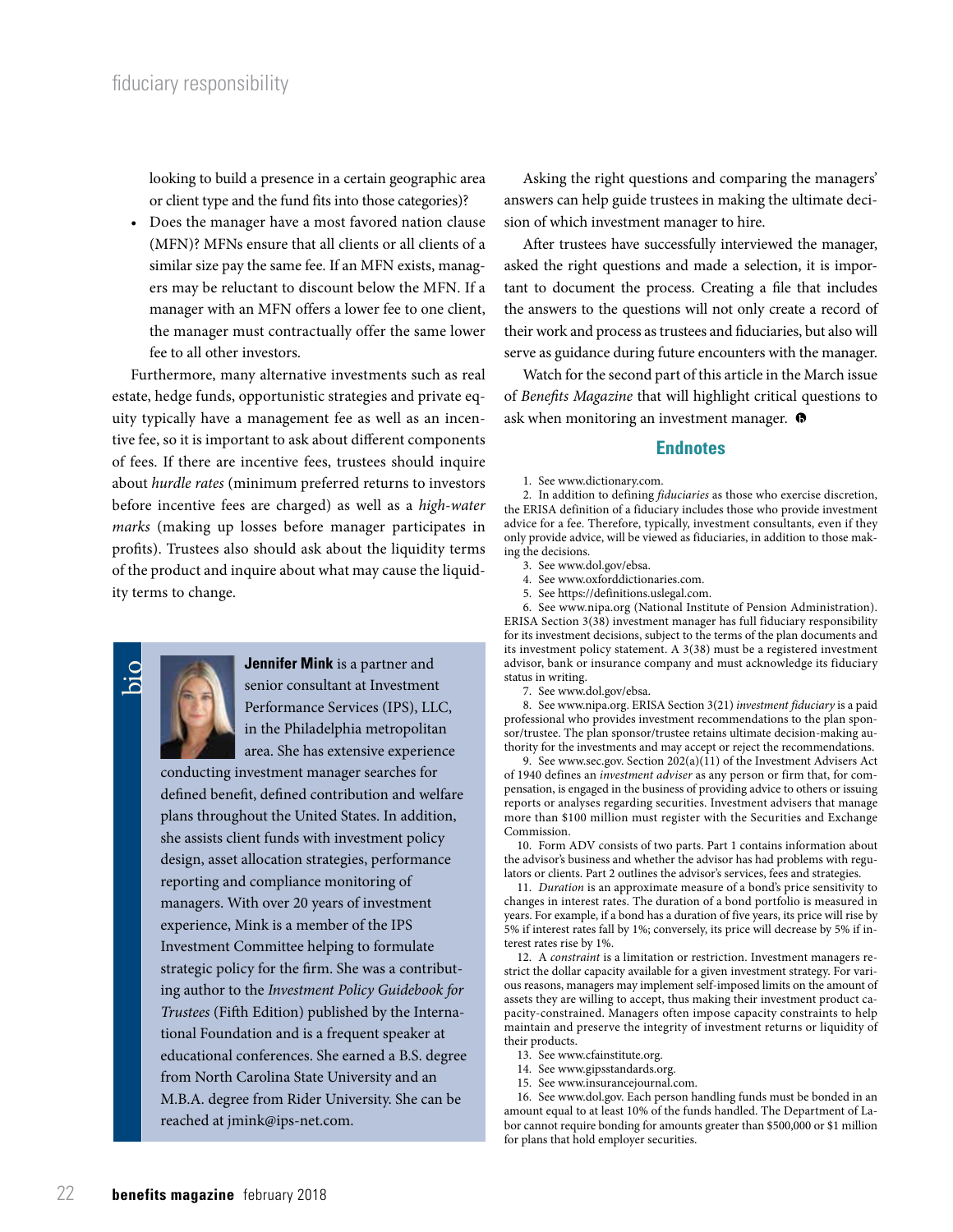looking to build a presence in a certain geographic area or client type and the fund fits into those categories)?

- Does the manager have a most favored nation clause (MFN)? MFNs ensure that all clients or all clients of a similar size pay the same fee. If an MFN exists, managers may be reluctant to discount below the MFN. If a manager with an MFN offers a lower fee to one client, the manager must contractually offer the same lower fee to all other investors.

Furthermore, many alternative investments such as real estate, hedge funds, opportunistic strategies and private equity typically have a management fee as well as an incentive fee, so it is important to ask about different components of fees. If there are incentive fees, trustees should inquire about *hurdle rates* (minimum preferred returns to investors before incentive fees are charged) as well as a *high-water marks* (making up losses before manager participates in profits). Trustees also should ask about the liquidity terms of the product and inquire about what may cause the liquidity terms to change.

Asking the right questions and comparing the managers' answers can help guide trustees in making the ultimate decision of which investment manager to hire.

After trustees have successfully interviewed the manager, asked the right questions and made a selection, it is important to document the process. Creating a file that includes the answers to the questions will not only create a record of their work and process as trustees and fiduciaries, but also will serve as guidance during future encounters with the manager.

Watch for the second part of this article in the March issue of *Benefits Magazine* that will highlight critical questions to ask when monitoring an investment manager.

bio

**Jennifer Mink** is a partner and senior consultant at Investment Performance Services (IPS), LLC, in the Philadelphia metropolitan area. She has extensive experience conducting investment manager searches for defined benefit, defined contribution and welfare plans throughout the United States. In addition, she assists client funds with investment policy design, asset allocation strategies, performance reporting and compliance monitoring of managers. With over 20 years of investment experience, Mink is a member of the IPS Investment Committee helping to formulate strategic policy for the firm. She was a contributing author to the *Investment Policy Guidebook for Trustees* (Fifth Edition) published by the International Foundation and is a frequent speaker at educational conferences. She earned a B.S. degree from North Carolina State University and an M.B.A. degree from Rider University. She can be reached at jmink@ips-net.com.

## Endnotes

1. See www.dictionary.com.
2. In addition to defining *fiduciaries* as those who exercise discretion, the ERISA definition of a fiduciary includes those who provide investment advice for a fee. Therefore, typically, investment consultants, even if they only provide advice, will be viewed as fiduciaries, in addition to those making the decisions.
3. See www.dol.gov/ebsa.
4. See www.oxforddictionaries.com.
5. See https://definitions.uslegal.com.
6. See www.nipa.org (National Institute of Pension Administration). ERISA Section 3(38) investment manager has full fiduciary responsibility for its investment decisions, subject to the terms of the plan documents and its investment policy statement. A 3(38) must be a registered investment advisor, bank or insurance company and must acknowledge its fiduciary status in writing.
7. See www.dol.gov/ebsa.
8. See www.nipa.org. ERISA Section 3(21) *investment fiduciary* is a paid professional who provides investment recommendations to the plan sponsor/trustee. The plan sponsor/trustee retains ultimate decision-making authority for the investments and may accept or reject the recommendations.
9. See www.sec.gov. Section 202(a)(11) of the Investment Advisers Act of 1940 defines an *investment adviser* as any person or firm that, for compensation, is engaged in the business of providing advice to others or issuing reports or analyses regarding securities. Investment advisers that manage more than $100 million must register with the Securities and Exchange Commission.
10. Form ADV consists of two parts. Part 1 contains information about the advisor's business and whether the advisor has had problems with regulators or clients. Part 2 outlines the advisor's services, fees and strategies.
11. *Duration* is an approximate measure of a bond's price sensitivity to changes in interest rates. The duration of a bond portfolio is measured in years. For example, if a bond has a duration of five years, its price will rise by 5% if interest rates fall by 1%; conversely, its price will decrease by 5% if interest rates rise by 1%.
12. A *constraint* is a limitation or restriction. Investment managers restrict the dollar capacity available for a given investment strategy. For various reasons, managers may implement self-imposed limits on the amount of assets they are willing to accept, thus making their investment product capacity-constrained. Managers often impose capacity constraints to help maintain and preserve the integrity of investment returns or liquidity of their products.
13. See www.cfainstitute.org.
14. See www.gipsstandards.org.
15. See www.insurancejournal.com.
16. See www.dol.gov. Each person handling funds must be bonded in an amount equal to at least 10% of the funds handled. The Department of Labor cannot require bonding for amounts greater than $500,000 or $1 million for plans that hold employer securities.